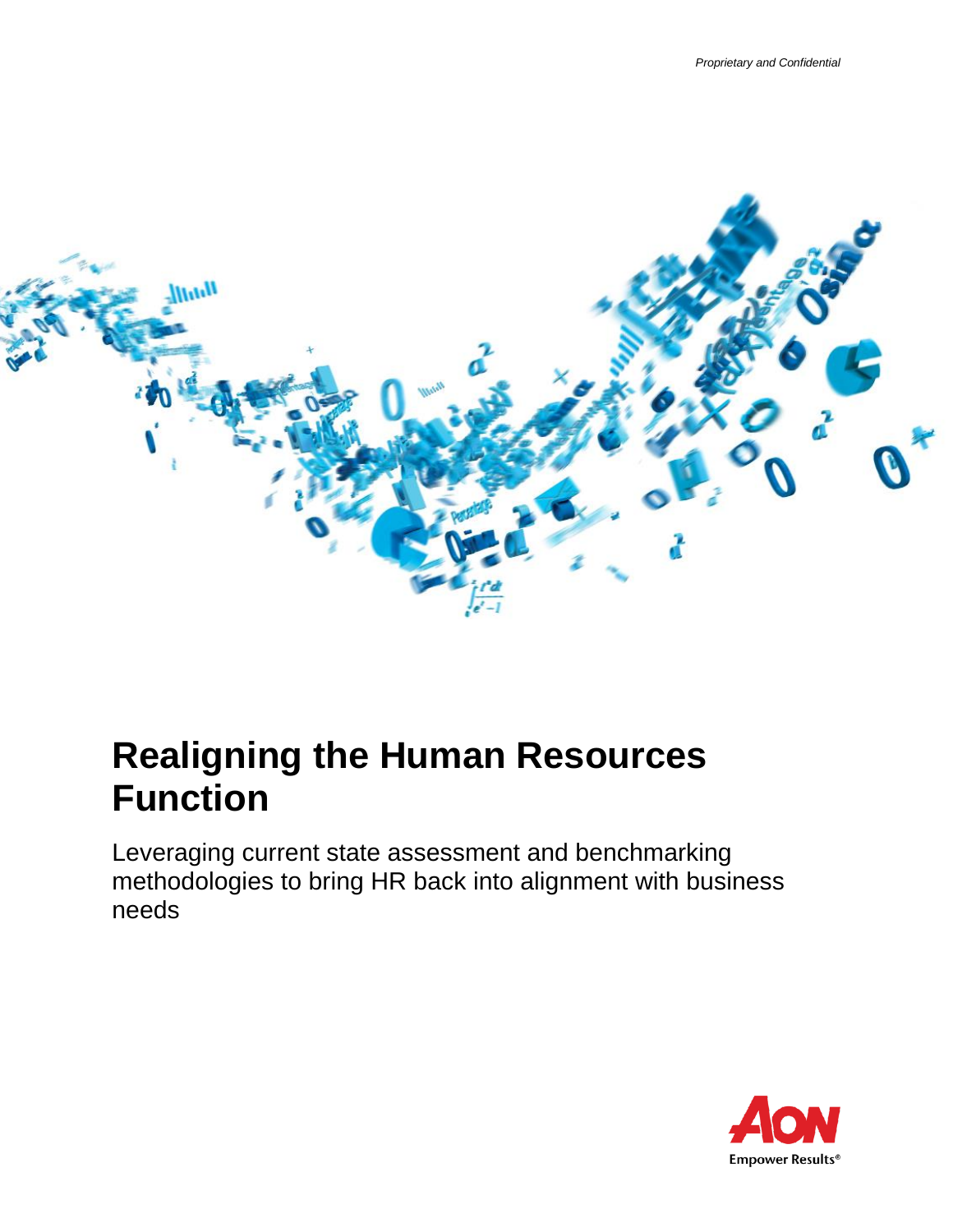*Proprietary and Confidential*

# Realigning the Human Resources Function

Leveraging current state assessment and benchmarking methodologies to bring HR back into alignment with business needs

Empower Results®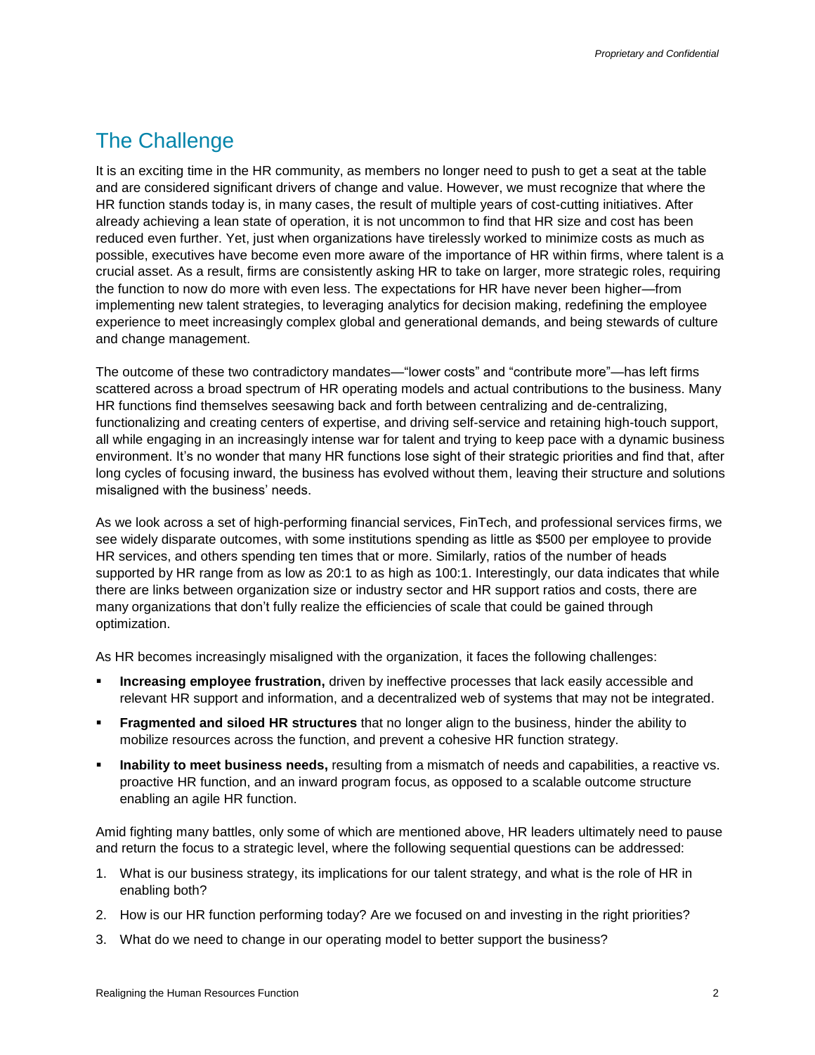## The Challenge

It is an exciting time in the HR community, as members no longer need to push to get a seat at the table and are considered significant drivers of change and value. However, we must recognize that where the HR function stands today is, in many cases, the result of multiple years of cost-cutting initiatives. After already achieving a lean state of operation, it is not uncommon to find that HR size and cost has been reduced even further. Yet, just when organizations have tirelessly worked to minimize costs as much as possible, executives have become even more aware of the importance of HR within firms, where talent is a crucial asset. As a result, firms are consistently asking HR to take on larger, more strategic roles, requiring the function to now do more with even less. The expectations for HR have never been higher—from implementing new talent strategies, to leveraging analytics for decision making, redefining the employee experience to meet increasingly complex global and generational demands, and being stewards of culture and change management.

The outcome of these two contradictory mandates—"lower costs" and "contribute more"—has left firms scattered across a broad spectrum of HR operating models and actual contributions to the business. Many HR functions find themselves seesawing back and forth between centralizing and de-centralizing, functionalizing and creating centers of expertise, and driving self-service and retaining high-touch support, all while engaging in an increasingly intense war for talent and trying to keep pace with a dynamic business environment. It's no wonder that many HR functions lose sight of their strategic priorities and find that, after long cycles of focusing inward, the business has evolved without them, leaving their structure and solutions misaligned with the business' needs.

As we look across a set of high-performing financial services, FinTech, and professional services firms, we see widely disparate outcomes, with some institutions spending as little as $500 per employee to provide HR services, and others spending ten times that or more. Similarly, ratios of the number of heads supported by HR range from as low as 20:1 to as high as 100:1. Interestingly, our data indicates that while there are links between organization size or industry sector and HR support ratios and costs, there are many organizations that don't fully realize the efficiencies of scale that could be gained through optimization.

As HR becomes increasingly misaligned with the organization, it faces the following challenges:

- **Increasing employee frustration,** driven by ineffective processes that lack easily accessible and relevant HR support and information, and a decentralized web of systems that may not be integrated.
- **Fragmented and siloed HR structures** that no longer align to the business, hinder the ability to mobilize resources across the function, and prevent a cohesive HR function strategy.
- **Inability to meet business needs,** resulting from a mismatch of needs and capabilities, a reactive vs. proactive HR function, and an inward program focus, as opposed to a scalable outcome structure enabling an agile HR function.

Amid fighting many battles, only some of which are mentioned above, HR leaders ultimately need to pause and return the focus to a strategic level, where the following sequential questions can be addressed:

1. What is our business strategy, its implications for our talent strategy, and what is the role of HR in enabling both?
2. How is our HR function performing today? Are we focused on and investing in the right priorities?
3. What do we need to change in our operating model to better support the business?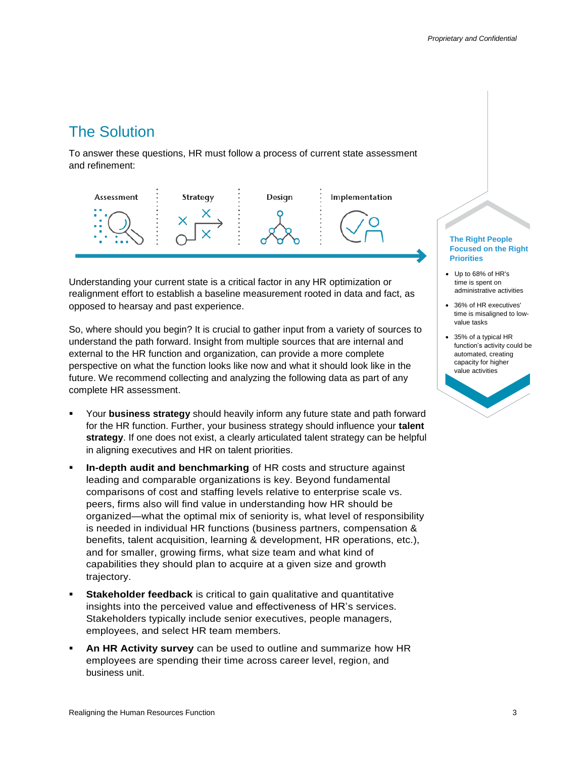## The Solution

To answer these questions, HR must follow a process of current state assessment and refinement:

Assessment | Strategy | Design | Implementation

Understanding your current state is a critical factor in any HR optimization or realignment effort to establish a baseline measurement rooted in data and fact, as opposed to hearsay and past experience.

So, where should you begin? It is crucial to gather input from a variety of sources to understand the path forward. Insight from multiple sources that are internal and external to the HR function and organization, can provide a more complete perspective on what the function looks like now and what it should look like in the future. We recommend collecting and analyzing the following data as part of any complete HR assessment.

- Your **business strategy** should heavily inform any future state and path forward for the HR function. Further, your business strategy should influence your **talent strategy**. If one does not exist, a clearly articulated talent strategy can be helpful in aligning executives and HR on talent priorities.
- **In-depth audit and benchmarking** of HR costs and structure against leading and comparable organizations is key. Beyond fundamental comparisons of cost and staffing levels relative to enterprise scale vs. peers, firms also will find value in understanding how HR should be organized—what the optimal mix of seniority is, what level of responsibility is needed in individual HR functions (business partners, compensation & benefits, talent acquisition, learning & development, HR operations, etc.), and for smaller, growing firms, what size team and what kind of capabilities they should plan to acquire at a given size and growth trajectory.
- **Stakeholder feedback** is critical to gain qualitative and quantitative insights into the perceived value and effectiveness of HR's services. Stakeholders typically include senior executives, people managers, employees, and select HR team members.
- **An HR Activity survey** can be used to outline and summarize how HR employees are spending their time across career level, region, and business unit.

**The Right People Focused on the Right Priorities**

- Up to 68% of HR's time is spent on administrative activities
- 36% of HR executives' time is misaligned to low-value tasks
- 35% of a typical HR function's activity could be automated, creating capacity for higher value activities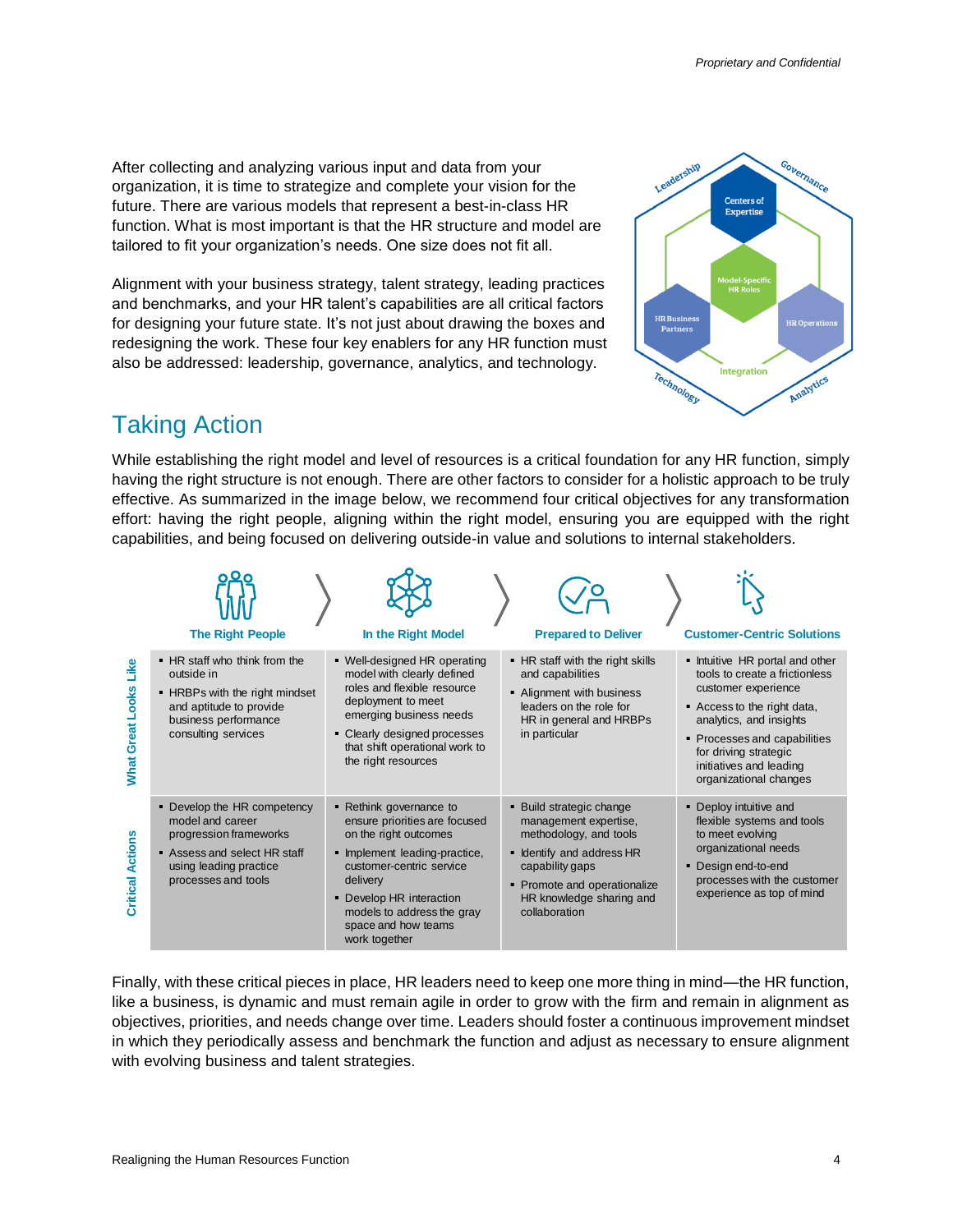After collecting and analyzing various input and data from your organization, it is time to strategize and complete your vision for the future. There are various models that represent a best-in-class HR function. What is most important is that the HR structure and model are tailored to fit your organization's needs. One size does not fit all.

Alignment with your business strategy, talent strategy, leading practices and benchmarks, and your HR talent's capabilities are all critical factors for designing your future state. It's not just about drawing the boxes and redesigning the work. These four key enablers for any HR function must also be addressed: leadership, governance, analytics, and technology.

## Taking Action

While establishing the right model and level of resources is a critical foundation for any HR function, simply having the right structure is not enough. There are other factors to consider for a holistic approach to be truly effective. As summarized in the image below, we recommend four critical objectives for any transformation effort: having the right people, aligning within the right model, ensuring you are equipped with the right capabilities, and being focused on delivering outside-in value and solutions to internal stakeholders.

| | The Right People | In the Right Model | Prepared to Deliver | Customer-Centric Solutions |
|---|---|---|---|---|
| **What Great Looks Like** | ▪ HR staff who think from the outside in<br>▪ HRBPs with the right mindset and aptitude to provide business performance consulting services | ▪ Well-designed HR operating model with clearly defined roles and flexible resource deployment to meet emerging business needs<br>▪ Clearly designed processes that shift operational work to the right resources | ▪ HR staff with the right skills and capabilities<br>▪ Alignment with business leaders on the role for HR in general and HRBPs in particular | ▪ Intuitive HR portal and other tools to create a frictionless customer experience<br>▪ Access to the right data, analytics, and insights<br>▪ Processes and capabilities for driving strategic initiatives and leading organizational changes |
| **Critical Actions** | ▪ Develop the HR competency model and career progression frameworks<br>▪ Assess and select HR staff using leading practice processes and tools | ▪ Rethink governance to ensure priorities are focused on the right outcomes<br>▪ Implement leading-practice, customer-centric service delivery<br>▪ Develop HR interaction models to address the gray space and how teams work together | ▪ Build strategic change management expertise, methodology, and tools<br>▪ Identify and address HR capability gaps<br>▪ Promote and operationalize HR knowledge sharing and collaboration | ▪ Deploy intuitive and flexible systems and tools to meet evolving organizational needs<br>▪ Design end-to-end processes with the customer experience as top of mind |

Finally, with these critical pieces in place, HR leaders need to keep one more thing in mind—the HR function, like a business, is dynamic and must remain agile in order to grow with the firm and remain in alignment as objectives, priorities, and needs change over time. Leaders should foster a continuous improvement mindset in which they periodically assess and benchmark the function and adjust as necessary to ensure alignment with evolving business and talent strategies.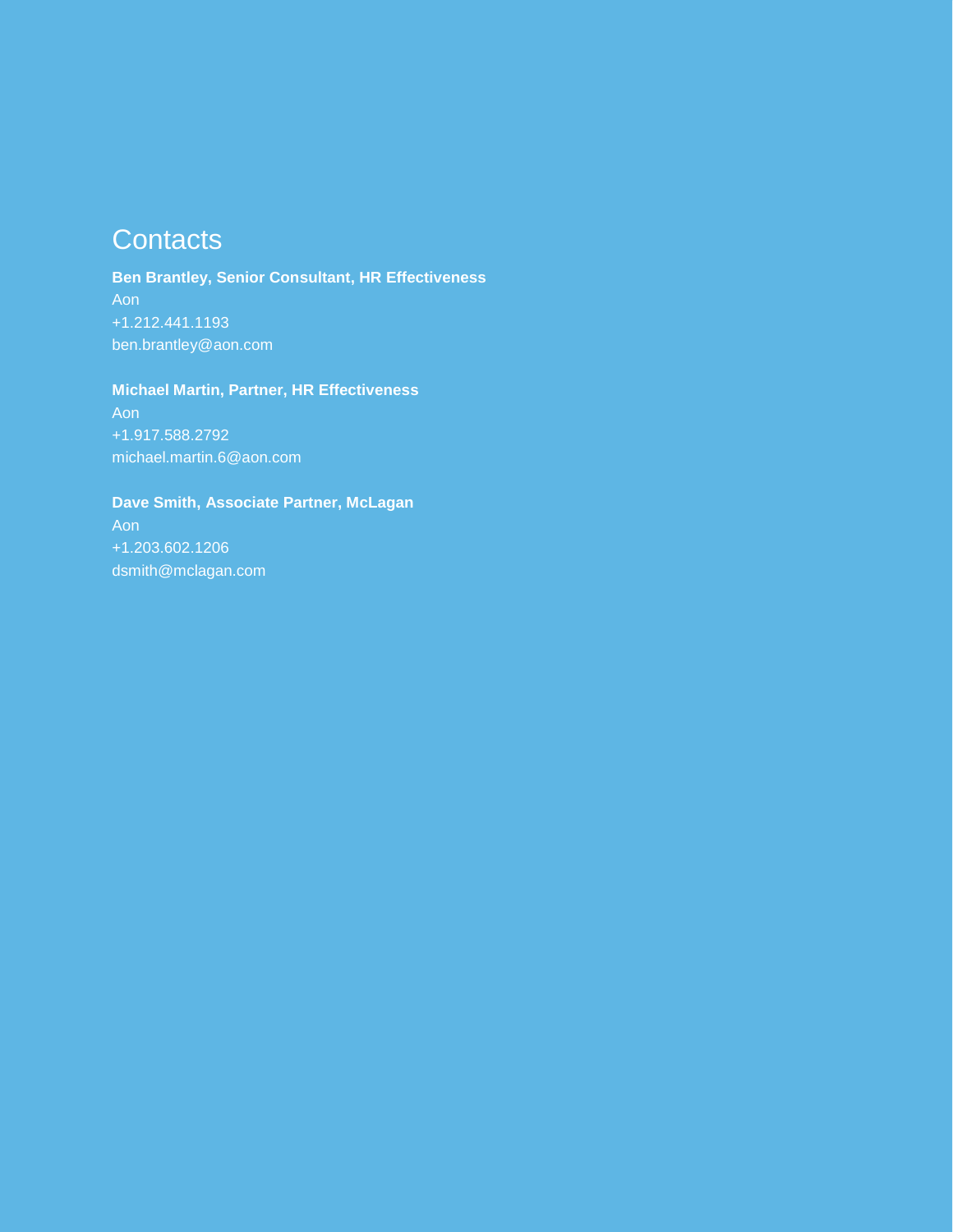## Contacts

**Ben Brantley, Senior Consultant, HR Effectiveness**
Aon
+1.212.441.1193
ben.brantley@aon.com

**Michael Martin, Partner, HR Effectiveness**
Aon
+1.917.588.2792
michael.martin.6@aon.com

**Dave Smith, Associate Partner, McLagan**
Aon
+1.203.602.1206
dsmith@mclagan.com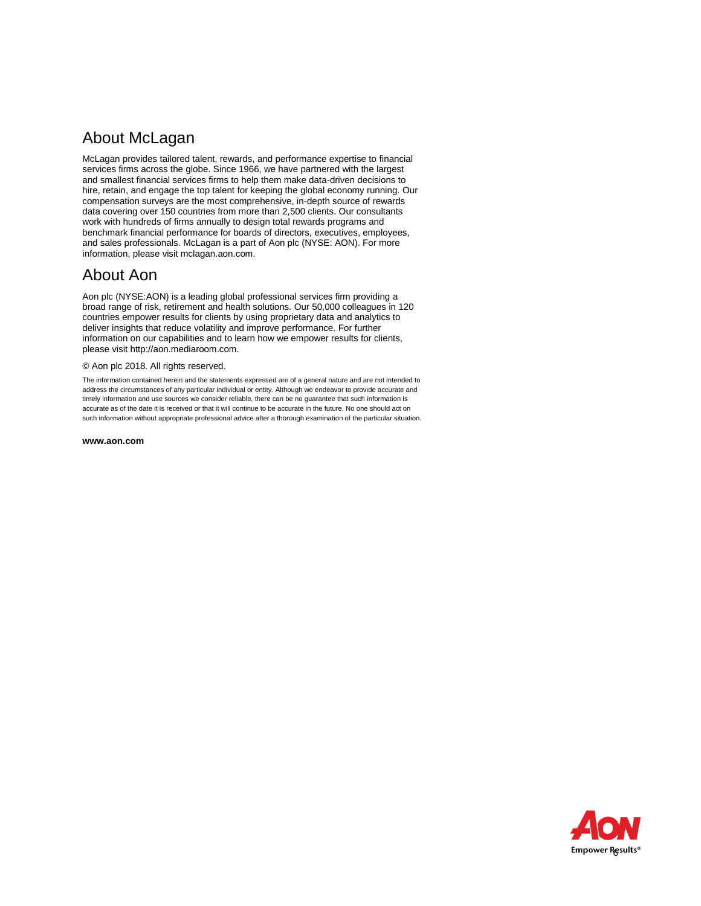## About McLagan

McLagan provides tailored talent, rewards, and performance expertise to financial services firms across the globe. Since 1966, we have partnered with the largest and smallest financial services firms to help them make data-driven decisions to hire, retain, and engage the top talent for keeping the global economy running. Our compensation surveys are the most comprehensive, in-depth source of rewards data covering over 150 countries from more than 2,500 clients. Our consultants work with hundreds of firms annually to design total rewards programs and benchmark financial performance for boards of directors, executives, employees, and sales professionals. McLagan is a part of Aon plc (NYSE: AON). For more information, please visit mclagan.aon.com.

## About Aon

Aon plc (NYSE:AON) is a leading global professional services firm providing a broad range of risk, retirement and health solutions. Our 50,000 colleagues in 120 countries empower results for clients by using proprietary data and analytics to deliver insights that reduce volatility and improve performance. For further information on our capabilities and to learn how we empower results for clients, please visit http://aon.mediaroom.com.

© Aon plc 2018. All rights reserved.

The information contained herein and the statements expressed are of a general nature and are not intended to address the circumstances of any particular individual or entity. Although we endeavor to provide accurate and timely information and use sources we consider reliable, there can be no guarantee that such information is accurate as of the date it is received or that it will continue to be accurate in the future. No one should act on such information without appropriate professional advice after a thorough examination of the particular situation.

**www.aon.com**

AON
Empower Results®